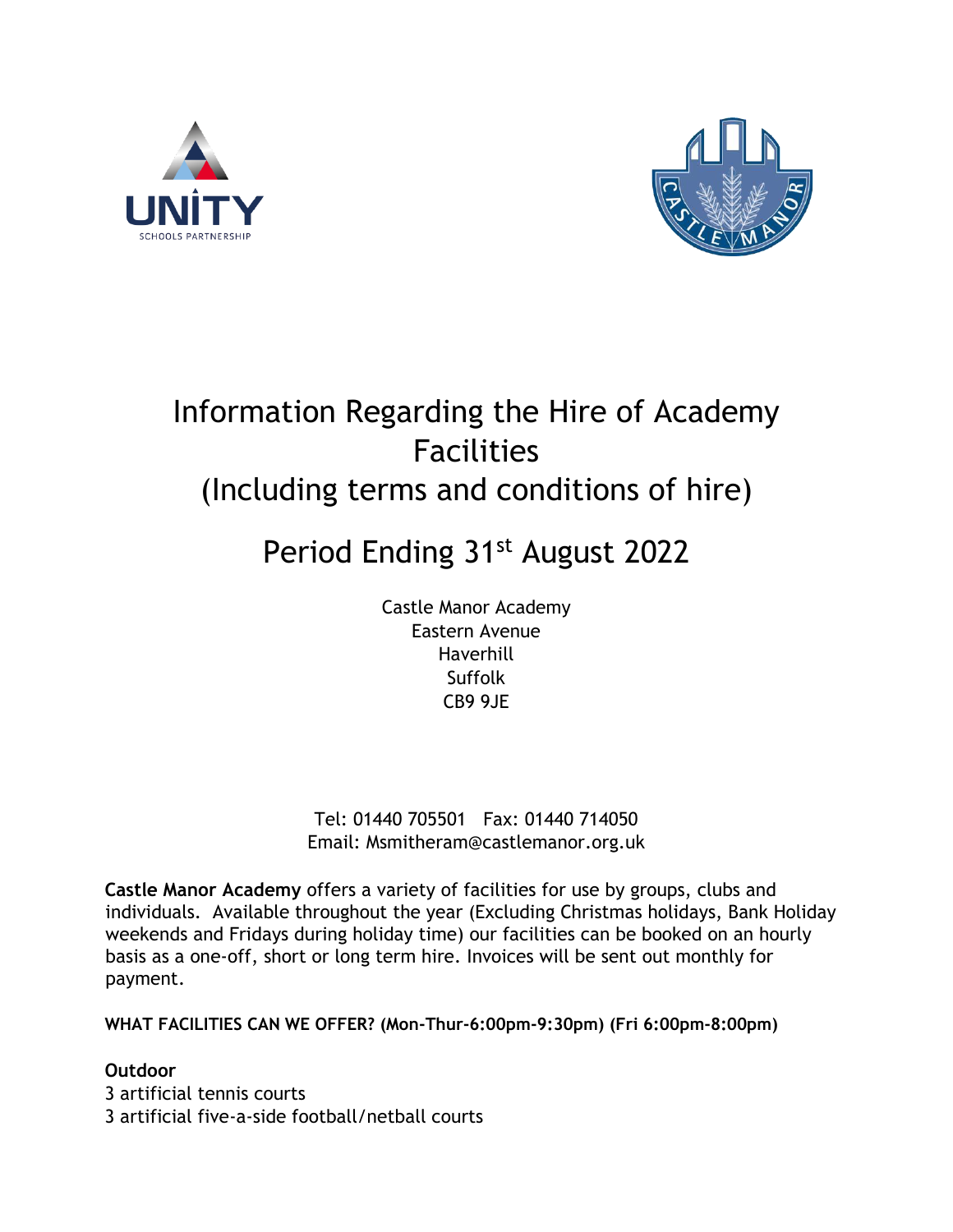# Information Regarding the Hire of Academy Facilities
# (Including terms and conditions of hire)

## Period Ending 31st August 2022

Castle Manor Academy
Eastern Avenue
Haverhill
Suffolk
CB9 9JE

Tel: 01440 705501 Fax: 01440 714050
Email: Msmitheram@castlemanor.org.uk

**Castle Manor Academy** offers a variety of facilities for use by groups, clubs and individuals. Available throughout the year (Excluding Christmas holidays, Bank Holiday weekends and Fridays during holiday time) our facilities can be booked on an hourly basis as a one-off, short or long term hire. Invoices will be sent out monthly for payment.

**WHAT FACILITIES CAN WE OFFER? (Mon-Thur-6:00pm-9:30pm) (Fri 6:00pm-8:00pm)**

**Outdoor**
3 artificial tennis courts
3 artificial five-a-side football/netball courts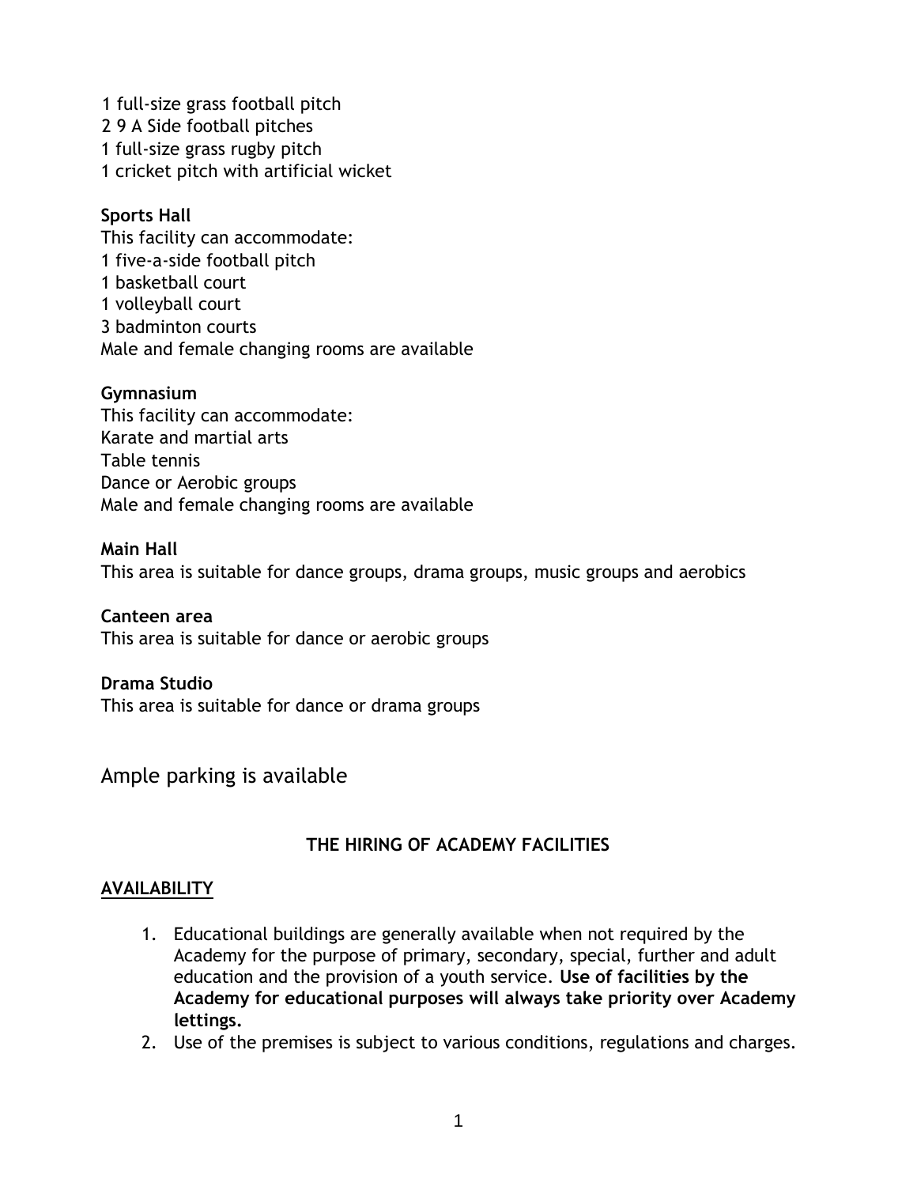1 full-size grass football pitch
2 9 A Side football pitches
1 full-size grass rugby pitch
1 cricket pitch with artificial wicket

**Sports Hall**
This facility can accommodate:
1 five-a-side football pitch
1 basketball court
1 volleyball court
3 badminton courts
Male and female changing rooms are available

**Gymnasium**
This facility can accommodate:
Karate and martial arts
Table tennis
Dance or Aerobic groups
Male and female changing rooms are available

**Main Hall**
This area is suitable for dance groups, drama groups, music groups and aerobics

**Canteen area**
This area is suitable for dance or aerobic groups

**Drama Studio**
This area is suitable for dance or drama groups

Ample parking is available

## THE HIRING OF ACADEMY FACILITIES

### AVAILABILITY

1. Educational buildings are generally available when not required by the Academy for the purpose of primary, secondary, special, further and adult education and the provision of a youth service. **Use of facilities by the Academy for educational purposes will always take priority over Academy lettings.**
2. Use of the premises is subject to various conditions, regulations and charges.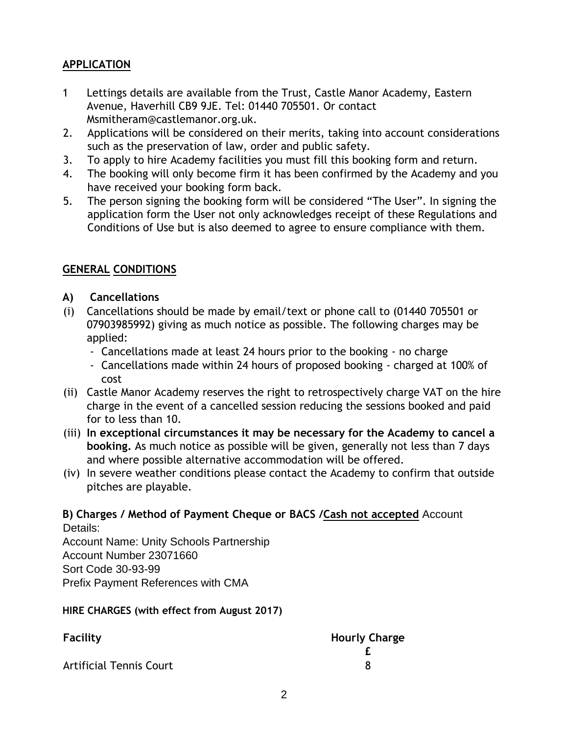## APPLICATION

1. Lettings details are available from the Trust, Castle Manor Academy, Eastern Avenue, Haverhill CB9 9JE. Tel: 01440 705501. Or contact Msmitheram@castlemanor.org.uk.
2. Applications will be considered on their merits, taking into account considerations such as the preservation of law, order and public safety.
3. To apply to hire Academy facilities you must fill this booking form and return.
4. The booking will only become firm it has been confirmed by the Academy and you have received your booking form back.
5. The person signing the booking form will be considered "The User". In signing the application form the User not only acknowledges receipt of these Regulations and Conditions of Use but is also deemed to agree to ensure compliance with them.

## GENERAL CONDITIONS

### A) Cancellations

(i) Cancellations should be made by email/text or phone call to (01440 705501 or 07903985992) giving as much notice as possible. The following charges may be applied:
   - Cancellations made at least 24 hours prior to the booking - no charge
   - Cancellations made within 24 hours of proposed booking - charged at 100% of cost

(ii) Castle Manor Academy reserves the right to retrospectively charge VAT on the hire charge in the event of a cancelled session reducing the sessions booked and paid for to less than 10.

(iii) **In exceptional circumstances it may be necessary for the Academy to cancel a booking.** As much notice as possible will be given, generally not less than 7 days and where possible alternative accommodation will be offered.

(iv) In severe weather conditions please contact the Academy to confirm that outside pitches are playable.

**B) Charges / Method of Payment Cheque or BACS /Cash not accepted** Account Details:

Account Name: Unity Schools Partnership
Account Number 23071660
Sort Code 30-93-99
Prefix Payment References with CMA

**HIRE CHARGES (with effect from August 2017)**

| Facility | Hourly Charge £ |
|---|---|
| Artificial Tennis Court | 8 |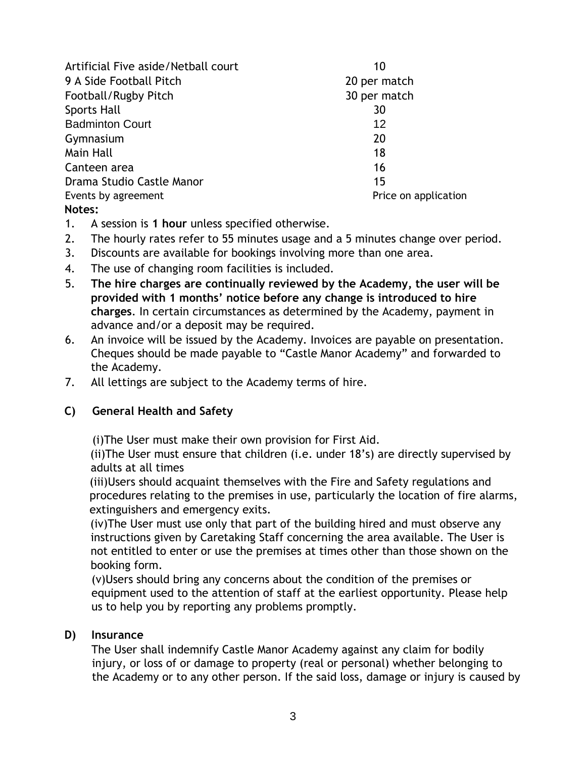| | |
|---|---|
| Artificial Five aside/Netball court | 10 |
| 9 A Side Football Pitch | 20 per match |
| Football/Rugby Pitch | 30 per match |
| Sports Hall | 30 |
| Badminton Court | 12 |
| Gymnasium | 20 |
| Main Hall | 18 |
| Canteen area | 16 |
| Drama Studio Castle Manor | 15 |
| Events by agreement | Price on application |

**Notes:**

1. A session is **1 hour** unless specified otherwise.
2. The hourly rates refer to 55 minutes usage and a 5 minutes change over period.
3. Discounts are available for bookings involving more than one area.
4. The use of changing room facilities is included.
5. **The hire charges are continually reviewed by the Academy, the user will be provided with 1 months' notice before any change is introduced to hire charges**. In certain circumstances as determined by the Academy, payment in advance and/or a deposit may be required.
6. An invoice will be issued by the Academy. Invoices are payable on presentation. Cheques should be made payable to "Castle Manor Academy" and forwarded to the Academy.
7. All lettings are subject to the Academy terms of hire.

**C) General Health and Safety**

(i)The User must make their own provision for First Aid.

(ii)The User must ensure that children (i.e. under 18's) are directly supervised by adults at all times

(iii)Users should acquaint themselves with the Fire and Safety regulations and procedures relating to the premises in use, particularly the location of fire alarms, extinguishers and emergency exits.

(iv)The User must use only that part of the building hired and must observe any instructions given by Caretaking Staff concerning the area available. The User is not entitled to enter or use the premises at times other than those shown on the booking form.

(v)Users should bring any concerns about the condition of the premises or equipment used to the attention of staff at the earliest opportunity. Please help us to help you by reporting any problems promptly.

**D) Insurance**

The User shall indemnify Castle Manor Academy against any claim for bodily injury, or loss of or damage to property (real or personal) whether belonging to the Academy or to any other person. If the said loss, damage or injury is caused by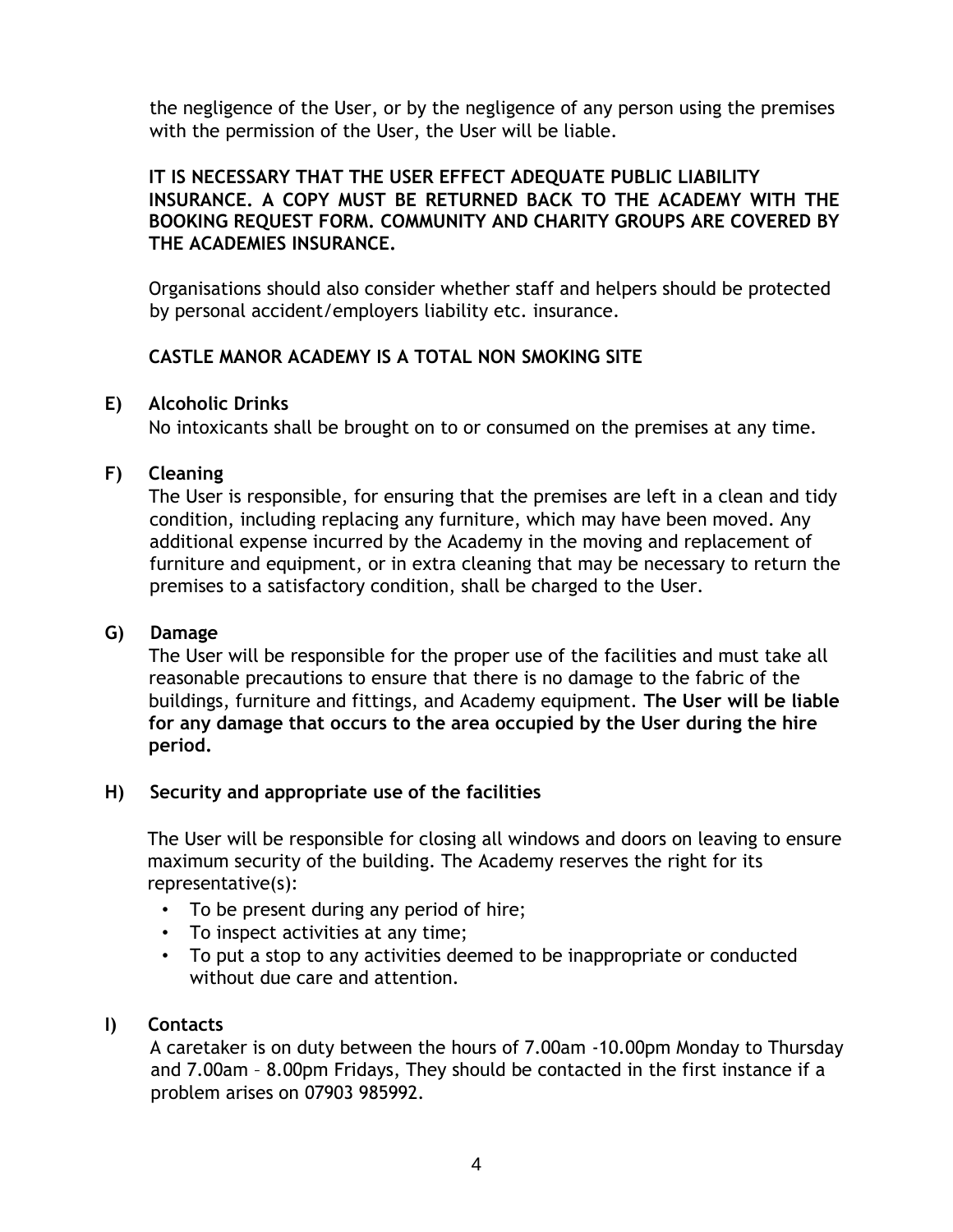the negligence of the User, or by the negligence of any person using the premises with the permission of the User, the User will be liable.

**IT IS NECESSARY THAT THE USER EFFECT ADEQUATE PUBLIC LIABILITY INSURANCE. A COPY MUST BE RETURNED BACK TO THE ACADEMY WITH THE BOOKING REQUEST FORM. COMMUNITY AND CHARITY GROUPS ARE COVERED BY THE ACADEMIES INSURANCE.**

Organisations should also consider whether staff and helpers should be protected by personal accident/employers liability etc. insurance.

**CASTLE MANOR ACADEMY IS A TOTAL NON SMOKING SITE**

**E) Alcoholic Drinks**

No intoxicants shall be brought on to or consumed on the premises at any time.

**F) Cleaning**

The User is responsible, for ensuring that the premises are left in a clean and tidy condition, including replacing any furniture, which may have been moved. Any additional expense incurred by the Academy in the moving and replacement of furniture and equipment, or in extra cleaning that may be necessary to return the premises to a satisfactory condition, shall be charged to the User.

**G) Damage**

The User will be responsible for the proper use of the facilities and must take all reasonable precautions to ensure that there is no damage to the fabric of the buildings, furniture and fittings, and Academy equipment. **The User will be liable for any damage that occurs to the area occupied by the User during the hire period.**

**H) Security and appropriate use of the facilities**

The User will be responsible for closing all windows and doors on leaving to ensure maximum security of the building. The Academy reserves the right for its representative(s):

- To be present during any period of hire;
- To inspect activities at any time;
- To put a stop to any activities deemed to be inappropriate or conducted without due care and attention.

**I) Contacts**

A caretaker is on duty between the hours of 7.00am -10.00pm Monday to Thursday and 7.00am – 8.00pm Fridays, They should be contacted in the first instance if a problem arises on 07903 985992.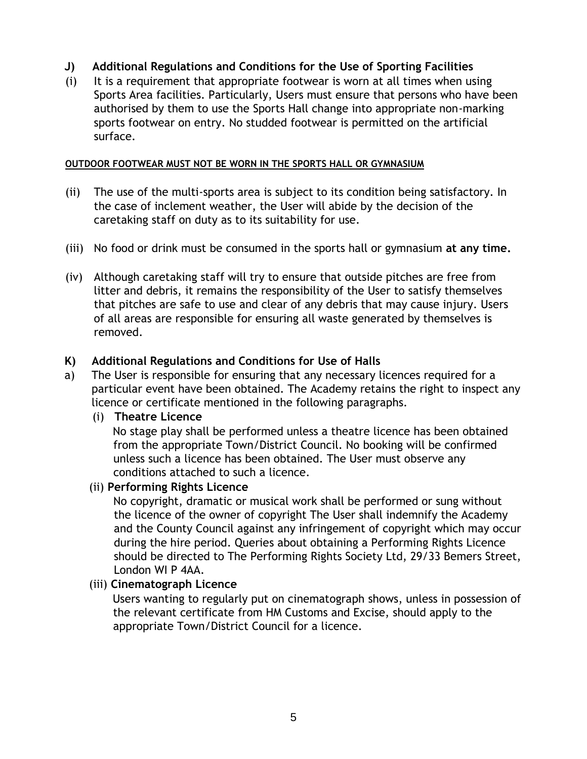## J) Additional Regulations and Conditions for the Use of Sporting Facilities

(i) It is a requirement that appropriate footwear is worn at all times when using Sports Area facilities. Particularly, Users must ensure that persons who have been authorised by them to use the Sports Hall change into appropriate non-marking sports footwear on entry. No studded footwear is permitted on the artificial surface.

**OUTDOOR FOOTWEAR MUST NOT BE WORN IN THE SPORTS HALL OR GYMNASIUM**

(ii) The use of the multi-sports area is subject to its condition being satisfactory. In the case of inclement weather, the User will abide by the decision of the caretaking staff on duty as to its suitability for use.

(iii) No food or drink must be consumed in the sports hall or gymnasium **at any time.**

(iv) Although caretaking staff will try to ensure that outside pitches are free from litter and debris, it remains the responsibility of the User to satisfy themselves that pitches are safe to use and clear of any debris that may cause injury. Users of all areas are responsible for ensuring all waste generated by themselves is removed.

## K) Additional Regulations and Conditions for Use of Halls

a) The User is responsible for ensuring that any necessary licences required for a particular event have been obtained. The Academy retains the right to inspect any licence or certificate mentioned in the following paragraphs.

(i) **Theatre Licence**

No stage play shall be performed unless a theatre licence has been obtained from the appropriate Town/District Council. No booking will be confirmed unless such a licence has been obtained. The User must observe any conditions attached to such a licence.

(ii) **Performing Rights Licence**

No copyright, dramatic or musical work shall be performed or sung without the licence of the owner of copyright The User shall indemnify the Academy and the County Council against any infringement of copyright which may occur during the hire period. Queries about obtaining a Performing Rights Licence should be directed to The Performing Rights Society Ltd, 29/33 Bemers Street, London WI P 4AA.

(iii) **Cinematograph Licence**

Users wanting to regularly put on cinematograph shows, unless in possession of the relevant certificate from HM Customs and Excise, should apply to the appropriate Town/District Council for a licence.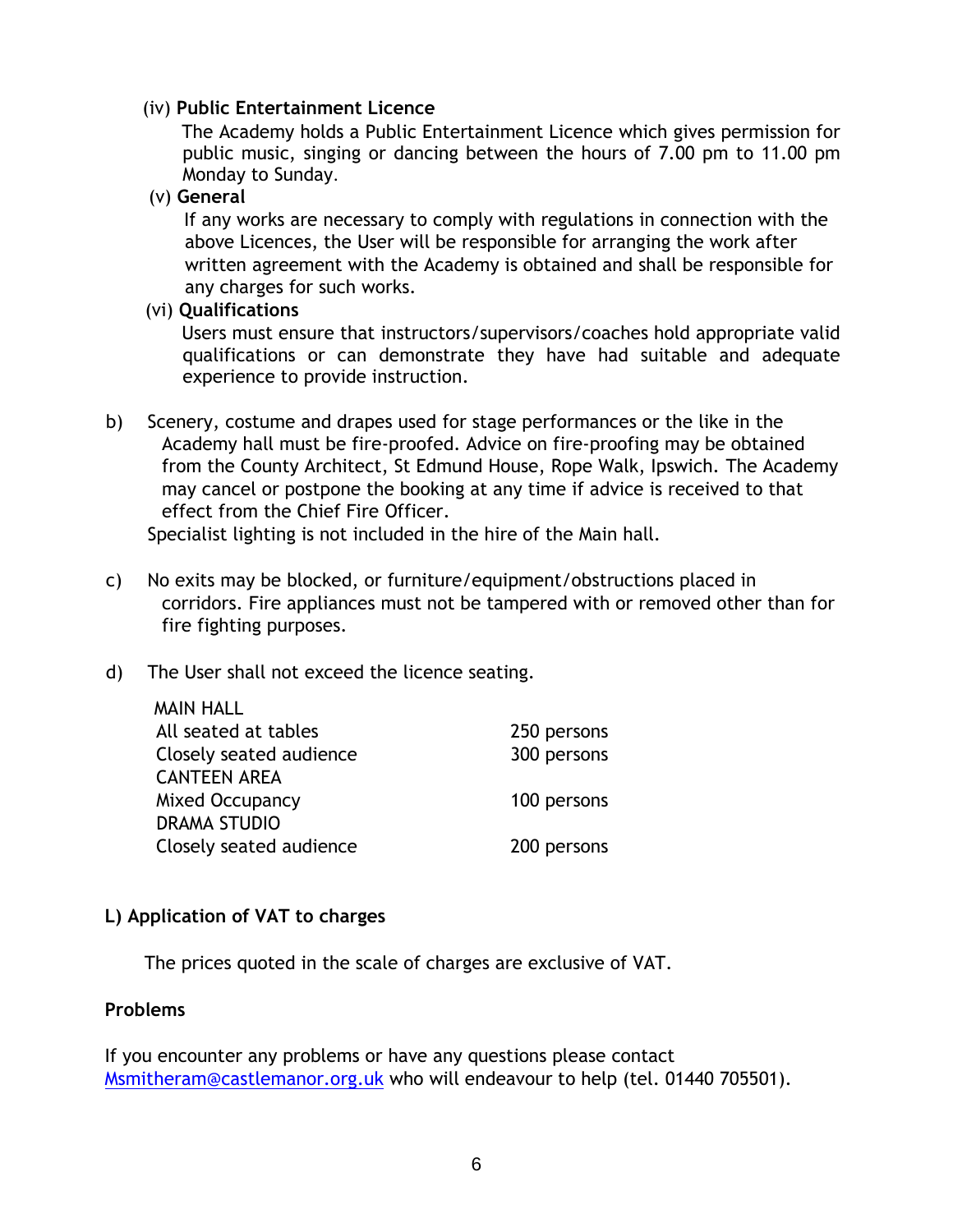(iv) **Public Entertainment Licence**

The Academy holds a Public Entertainment Licence which gives permission for public music, singing or dancing between the hours of 7.00 pm to 11.00 pm Monday to Sunday.

(v) **General**

If any works are necessary to comply with regulations in connection with the above Licences, the User will be responsible for arranging the work after written agreement with the Academy is obtained and shall be responsible for any charges for such works.

(vi) **Qualifications**

Users must ensure that instructors/supervisors/coaches hold appropriate valid qualifications or can demonstrate they have had suitable and adequate experience to provide instruction.

b) Scenery, costume and drapes used for stage performances or the like in the Academy hall must be fire-proofed. Advice on fire-proofing may be obtained from the County Architect, St Edmund House, Rope Walk, Ipswich. The Academy may cancel or postpone the booking at any time if advice is received to that effect from the Chief Fire Officer.

Specialist lighting is not included in the hire of the Main hall.

c) No exits may be blocked, or furniture/equipment/obstructions placed in corridors. Fire appliances must not be tampered with or removed other than for fire fighting purposes.

d) The User shall not exceed the licence seating.

| | |
|---|---|
| MAIN HALL | |
| All seated at tables | 250 persons |
| Closely seated audience | 300 persons |
| CANTEEN AREA | |
| Mixed Occupancy | 100 persons |
| DRAMA STUDIO | |
| Closely seated audience | 200 persons |

**L) Application of VAT to charges**

The prices quoted in the scale of charges are exclusive of VAT.

**Problems**

If you encounter any problems or have any questions please contact Msmitheram@castlemanor.org.uk who will endeavour to help (tel. 01440 705501).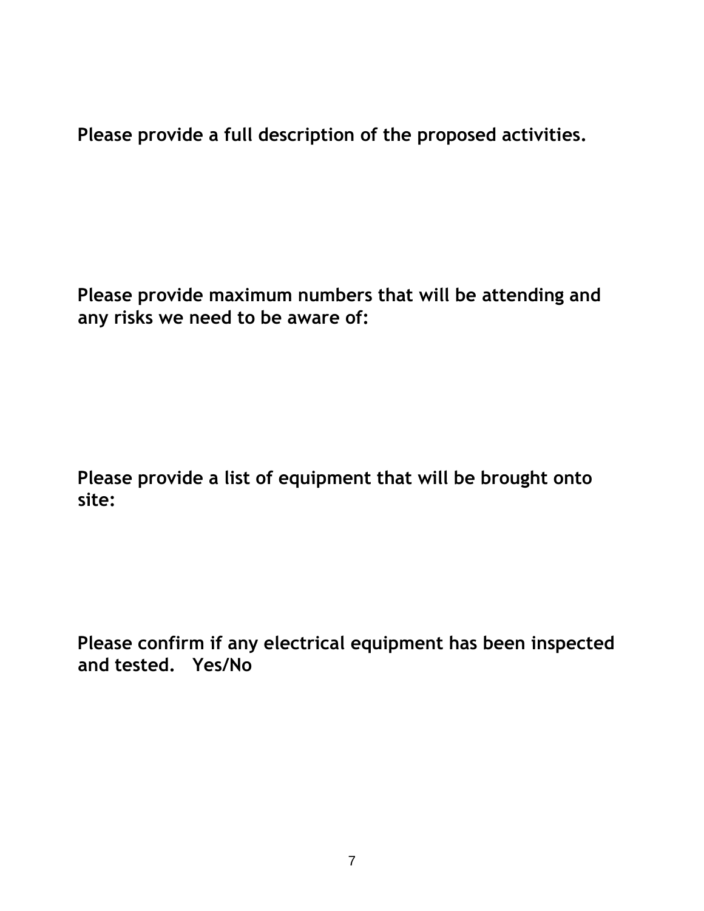**Please provide a full description of the proposed activities.**

**Please provide maximum numbers that will be attending and any risks we need to be aware of:**

**Please provide a list of equipment that will be brought onto site:**

**Please confirm if any electrical equipment has been inspected and tested. Yes/No**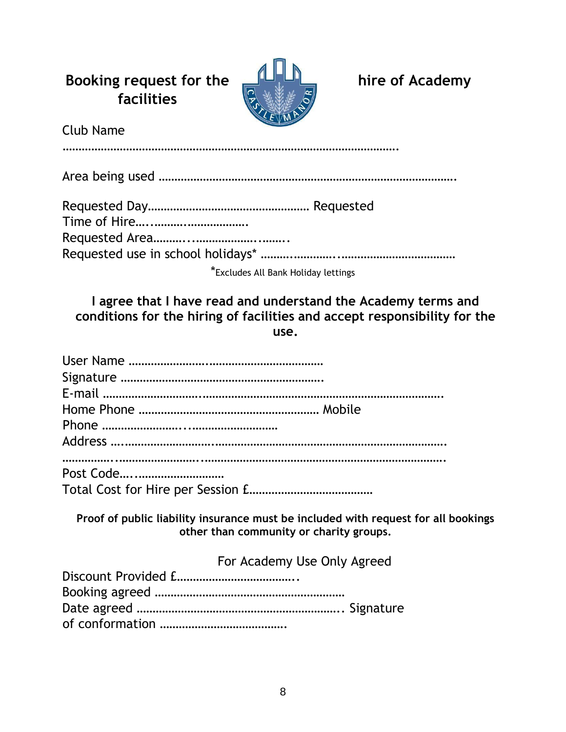# Booking request for the hire of Academy facilities

Club Name …………………………………………………………………………………………….

Area being used ……………………………………………………………………………….

Requested Day…………………………………………… Requested Time of Hire…..……….………………

Requested Area………...……………….……..

Requested use in school holidays* ……..………...………………………………

*Excludes All Bank Holiday lettings

**I agree that I have read and understand the Academy terms and conditions for the hiring of facilities and accept responsibility for the use.**

User Name …………………..………………………………

Signature ……………………………………………………….

E-mail ………………………..………………………………………………………………….

Home Phone ………………………………………………… Mobile Phone ……………………...………………………

Address ….……………………..……………………………………………………………….

……………..…………………..…………………………………………………………………….

Post Code….………………………

Total Cost for Hire per Session £…………………………………

**Proof of public liability insurance must be included with request for all bookings other than community or charity groups.**

For Academy Use Only Agreed

Discount Provided £………………………………..

Booking agreed ……………………………………………………

Date agreed ……………………………………………………….. Signature of conformation ………………………………….